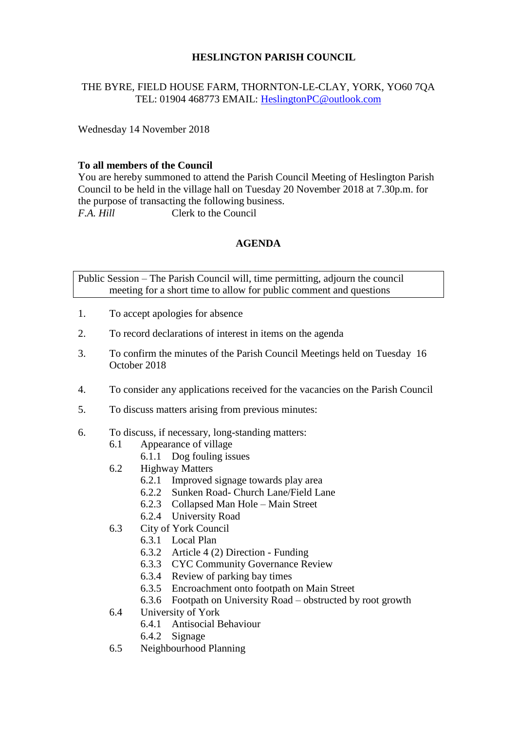# HESLINGTON PARISH COUNCIL

THE BYRE, FIELD HOUSE FARM, THORNTON-LE-CLAY, YORK, YO60 7QA
TEL: 01904 468773 EMAIL: HeslingtonPC@outlook.com

Wednesday 14 November 2018

**To all members of the Council**
You are hereby summoned to attend the Parish Council Meeting of Heslington Parish Council to be held in the village hall on Tuesday 20 November 2018 at 7.30p.m. for the purpose of transacting the following business.
*F.A. Hill*  Clerk to the Council

## AGENDA

Public Session – The Parish Council will, time permitting, adjourn the council meeting for a short time to allow for public comment and questions

1. To accept apologies for absence
2. To record declarations of interest in items on the agenda
3. To confirm the minutes of the Parish Council Meetings held on Tuesday 16 October 2018
4. To consider any applications received for the vacancies on the Parish Council
5. To discuss matters arising from previous minutes:
6. To discuss, if necessary, long-standing matters:
   - 6.1 Appearance of village
     - 6.1.1 Dog fouling issues
   - 6.2 Highway Matters
     - 6.2.1 Improved signage towards play area
     - 6.2.2 Sunken Road- Church Lane/Field Lane
     - 6.2.3 Collapsed Man Hole – Main Street
     - 6.2.4 University Road
   - 6.3 City of York Council
     - 6.3.1 Local Plan
     - 6.3.2 Article 4 (2) Direction - Funding
     - 6.3.3 CYC Community Governance Review
     - 6.3.4 Review of parking bay times
     - 6.3.5 Encroachment onto footpath on Main Street
     - 6.3.6 Footpath on University Road – obstructed by root growth
   - 6.4 University of York
     - 6.4.1 Antisocial Behaviour
     - 6.4.2 Signage
   - 6.5 Neighbourhood Planning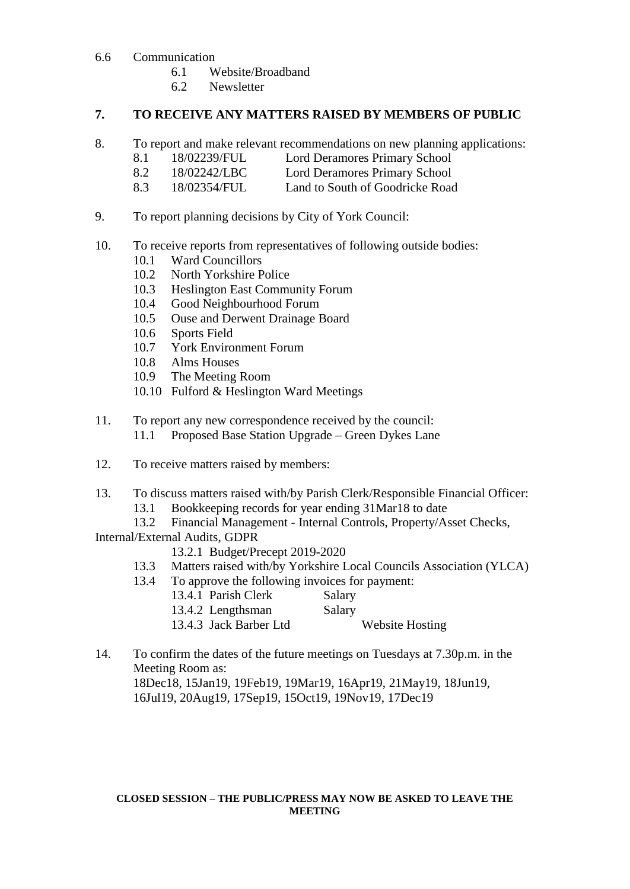6.6 Communication

- 6.1 Website/Broadband
- 6.2 Newsletter

**7. TO RECEIVE ANY MATTERS RAISED BY MEMBERS OF PUBLIC**

8. To report and make relevant recommendations on new planning applications:

| | | |
|---|---|---|
| 8.1 | 18/02239/FUL | Lord Deramores Primary School |
| 8.2 | 18/02242/LBC | Lord Deramores Primary School |
| 8.3 | 18/02354/FUL | Land to South of Goodricke Road |

9. To report planning decisions by City of York Council:

10. To receive reports from representatives of following outside bodies:
    - 10.1 Ward Councillors
    - 10.2 North Yorkshire Police
    - 10.3 Heslington East Community Forum
    - 10.4 Good Neighbourhood Forum
    - 10.5 Ouse and Derwent Drainage Board
    - 10.6 Sports Field
    - 10.7 York Environment Forum
    - 10.8 Alms Houses
    - 10.9 The Meeting Room
    - 10.10 Fulford & Heslington Ward Meetings

11. To report any new correspondence received by the council:
    - 11.1 Proposed Base Station Upgrade – Green Dykes Lane

12. To receive matters raised by members:

13. To discuss matters raised with/by Parish Clerk/Responsible Financial Officer:
    - 13.1 Bookkeeping records for year ending 31Mar18 to date
    - 13.2 Financial Management - Internal Controls, Property/Asset Checks, Internal/External Audits, GDPR
        - 13.2.1 Budget/Precept 2019-2020
    - 13.3 Matters raised with/by Yorkshire Local Councils Association (YLCA)
    - 13.4 To approve the following invoices for payment:
        - 13.4.1 Parish Clerk — Salary
        - 13.4.2 Lengthsman — Salary
        - 13.4.3 Jack Barber Ltd — Website Hosting

14. To confirm the dates of the future meetings on Tuesdays at 7.30p.m. in the Meeting Room as:
    18Dec18, 15Jan19, 19Feb19, 19Mar19, 16Apr19, 21May19, 18Jun19, 16Jul19, 20Aug19, 17Sep19, 15Oct19, 19Nov19, 17Dec19

**CLOSED SESSION – THE PUBLIC/PRESS MAY NOW BE ASKED TO LEAVE THE MEETING**